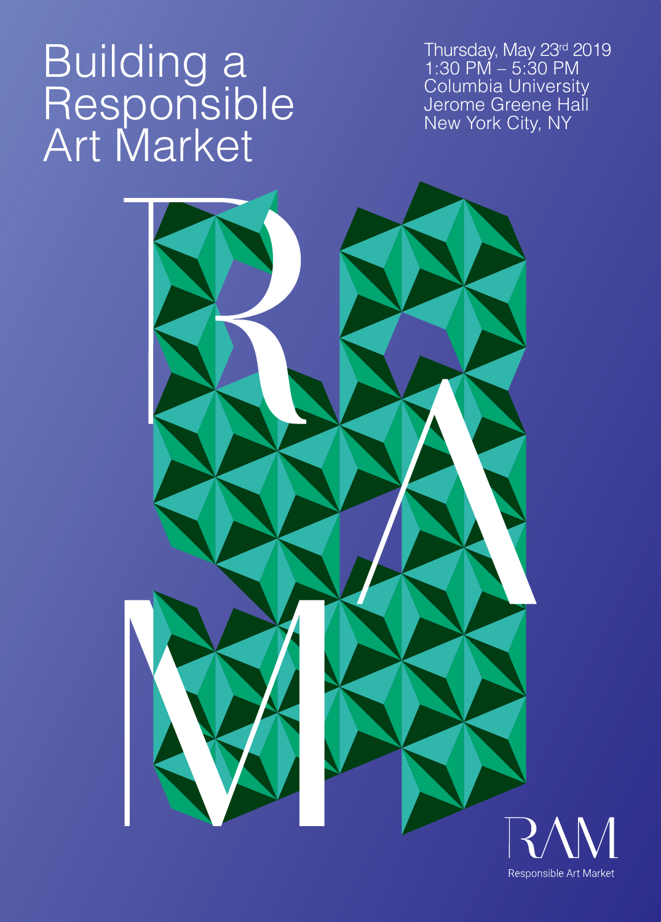# Building a Responsible Art Market

Thursday, May 23rd 2019
1:30 PM – 5:30 PM
Columbia University
Jerome Greene Hall
New York City, NY

RAM
Responsible Art Market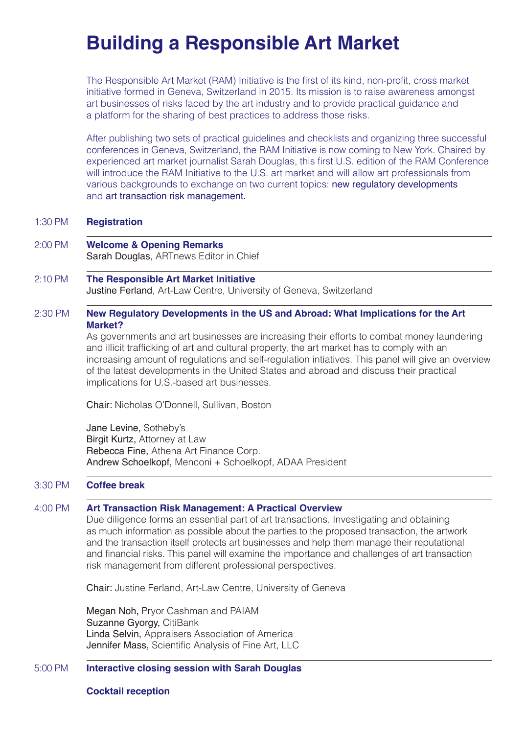# Building a Responsible Art Market

The Responsible Art Market (RAM) Initiative is the first of its kind, non-profit, cross market initiative formed in Geneva, Switzerland in 2015. Its mission is to raise awareness amongst art businesses of risks faced by the art industry and to provide practical guidance and a platform for the sharing of best practices to address those risks.

After publishing two sets of practical guidelines and checklists and organizing three successful conferences in Geneva, Switzerland, the RAM Initiative is now coming to New York. Chaired by experienced art market journalist Sarah Douglas, this first U.S. edition of the RAM Conference will introduce the RAM Initiative to the U.S. art market and will allow art professionals from various backgrounds to exchange on two current topics: new regulatory developments and art transaction risk management.

1:30 PM **Registration**

---

2:00 PM **Welcome & Opening Remarks**
Sarah Douglas, ARTnews Editor in Chief

---

2:10 PM **The Responsible Art Market Initiative**
Justine Ferland, Art-Law Centre, University of Geneva, Switzerland

---

2:30 PM **New Regulatory Developments in the US and Abroad: What Implications for the Art Market?**
As governments and art businesses are increasing their efforts to combat money laundering and illicit trafficking of art and cultural property, the art market has to comply with an increasing amount of regulations and self-regulation intiatives. This panel will give an overview of the latest developments in the United States and abroad and discuss their practical implications for U.S.-based art businesses.

Chair: Nicholas O'Donnell, Sullivan, Boston

Jane Levine, Sotheby's
Birgit Kurtz, Attorney at Law
Rebecca Fine, Athena Art Finance Corp.
Andrew Schoelkopf, Menconi + Schoelkopf, ADAA President

---

3:30 PM **Coffee break**

---

4:00 PM **Art Transaction Risk Management: A Practical Overview**
Due diligence forms an essential part of art transactions. Investigating and obtaining as much information as possible about the parties to the proposed transaction, the artwork and the transaction itself protects art businesses and help them manage their reputational and financial risks. This panel will examine the importance and challenges of art transaction risk management from different professional perspectives.

Chair: Justine Ferland, Art-Law Centre, University of Geneva

Megan Noh, Pryor Cashman and PAIAM
Suzanne Gyorgy, CitiBank
Linda Selvin, Appraisers Association of America
Jennifer Mass, Scientific Analysis of Fine Art, LLC

---

5:00 PM **Interactive closing session with Sarah Douglas**

**Cocktail reception**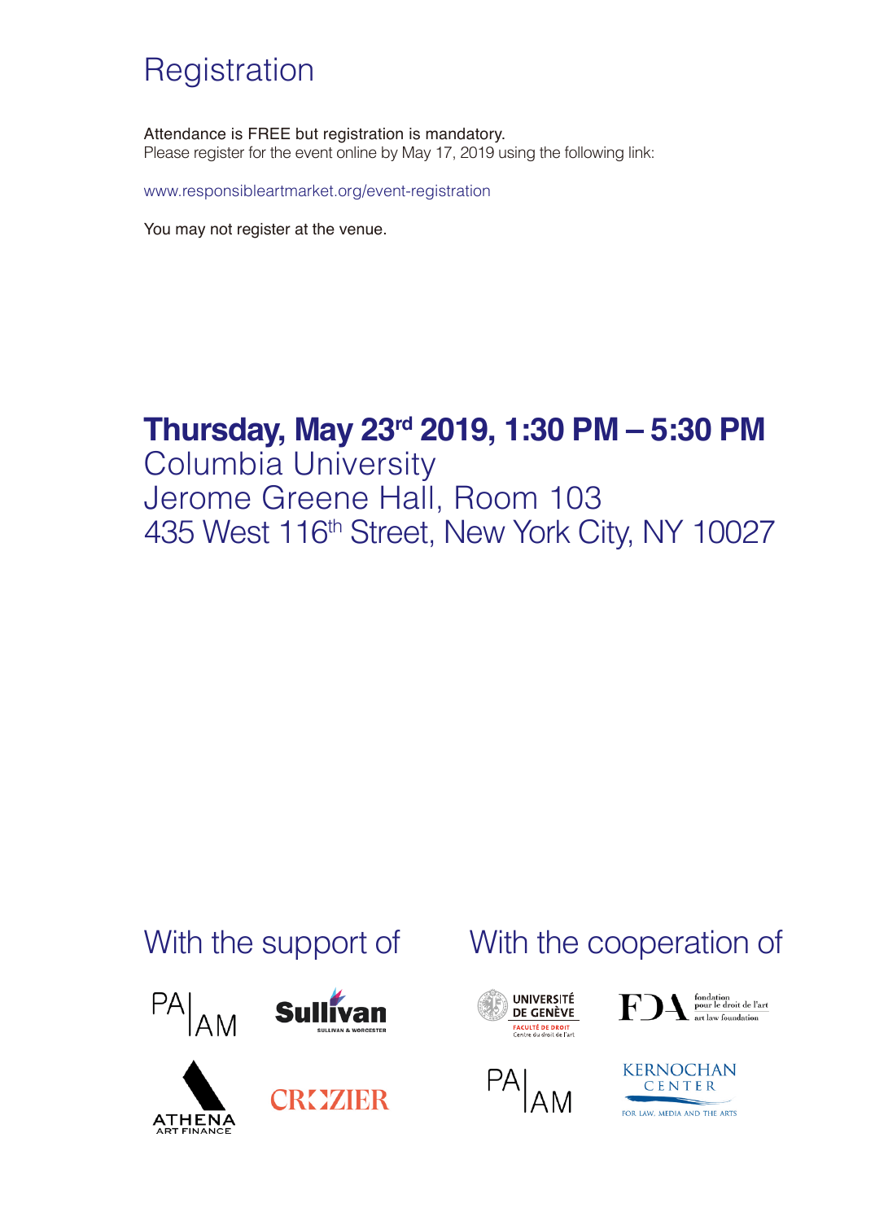# Registration

Attendance is FREE but registration is mandatory.
Please register for the event online by May 17, 2019 using the following link:

www.responsibleartmarket.org/event-registration

You may not register at the venue.

**Thursday, May 23rd 2019, 1:30 PM – 5:30 PM**
Columbia University
Jerome Greene Hall, Room 103
435 West 116th Street, New York City, NY 10027

## With the support of

PA|AM

Sullivan
SULLIVAN & WORCESTER

ATHENA
ART FINANCE

CROZIER

## With the cooperation of

UNIVERSITÉ DE GENÈVE
FACULTÉ DE DROIT
Centre du droit de l'art

FDA
fondation pour le droit de l'art
art law foundation

PA|AM

KERNOCHAN CENTER
FOR LAW, MEDIA AND THE ARTS